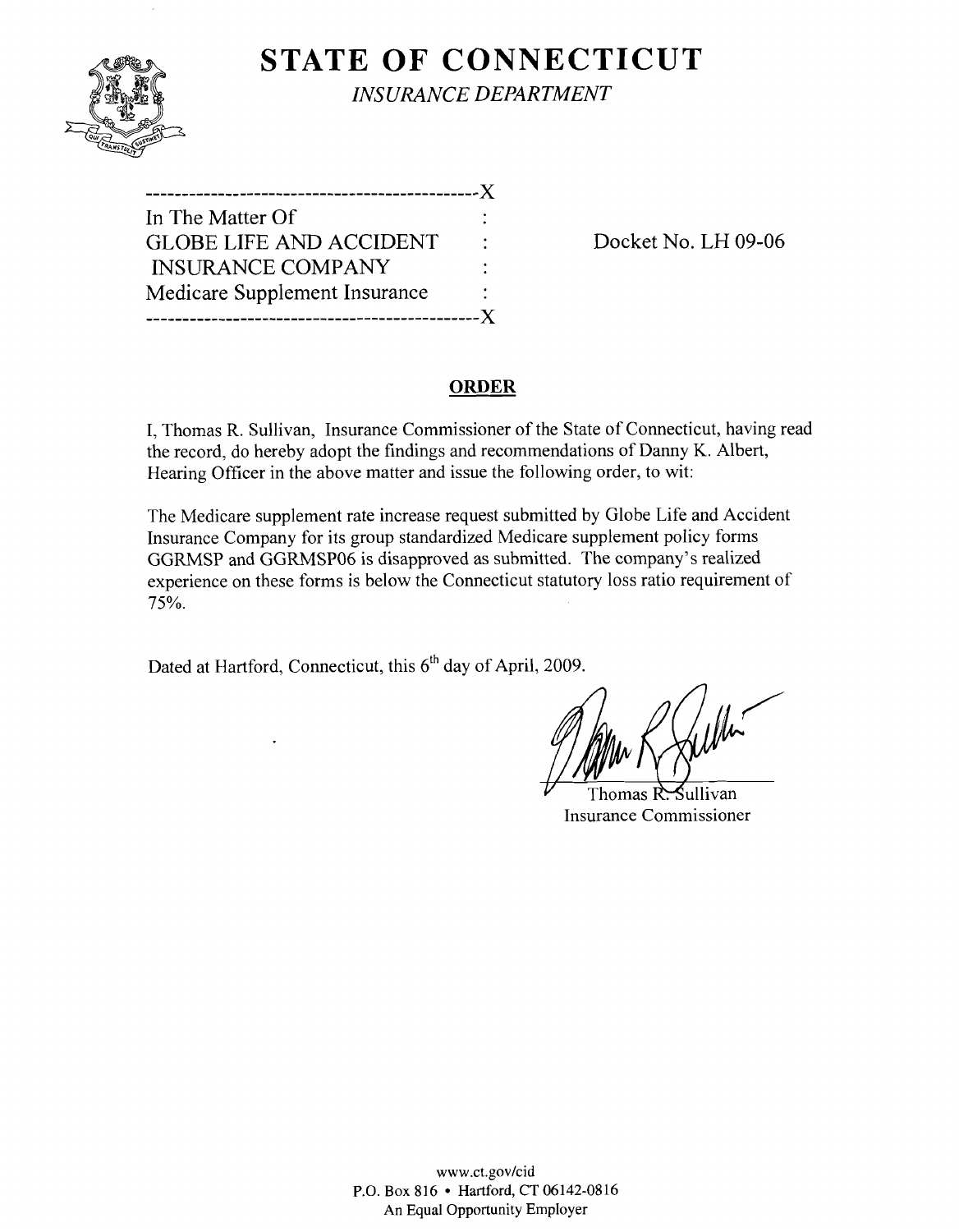# STATE OF CONNECTICUT

*INSURANCE DEPARTMENT*

---------------------------------------------X

In The Matter Of :
GLOBE LIFE AND ACCIDENT :
INSURANCE COMPANY :
Medicare Supplement Insurance :

---------------------------------------------X

Docket No. LH 09-06

## ORDER

I, Thomas R. Sullivan, Insurance Commissioner of the State of Connecticut, having read the record, do hereby adopt the findings and recommendations of Danny K. Albert, Hearing Officer in the above matter and issue the following order, to wit:

The Medicare supplement rate increase request submitted by Globe Life and Accident Insurance Company for its group standardized Medicare supplement policy forms GGRMSP and GGRMSP06 is disapproved as submitted. The company's realized experience on these forms is below the Connecticut statutory loss ratio requirement of 75%.

Dated at Hartford, Connecticut, this 6th day of April, 2009.

Thomas R. Sullivan
Insurance Commissioner

www.ct.gov/cid
P.O. Box 816 • Hartford, CT 06142-0816
An Equal Opportunity Employer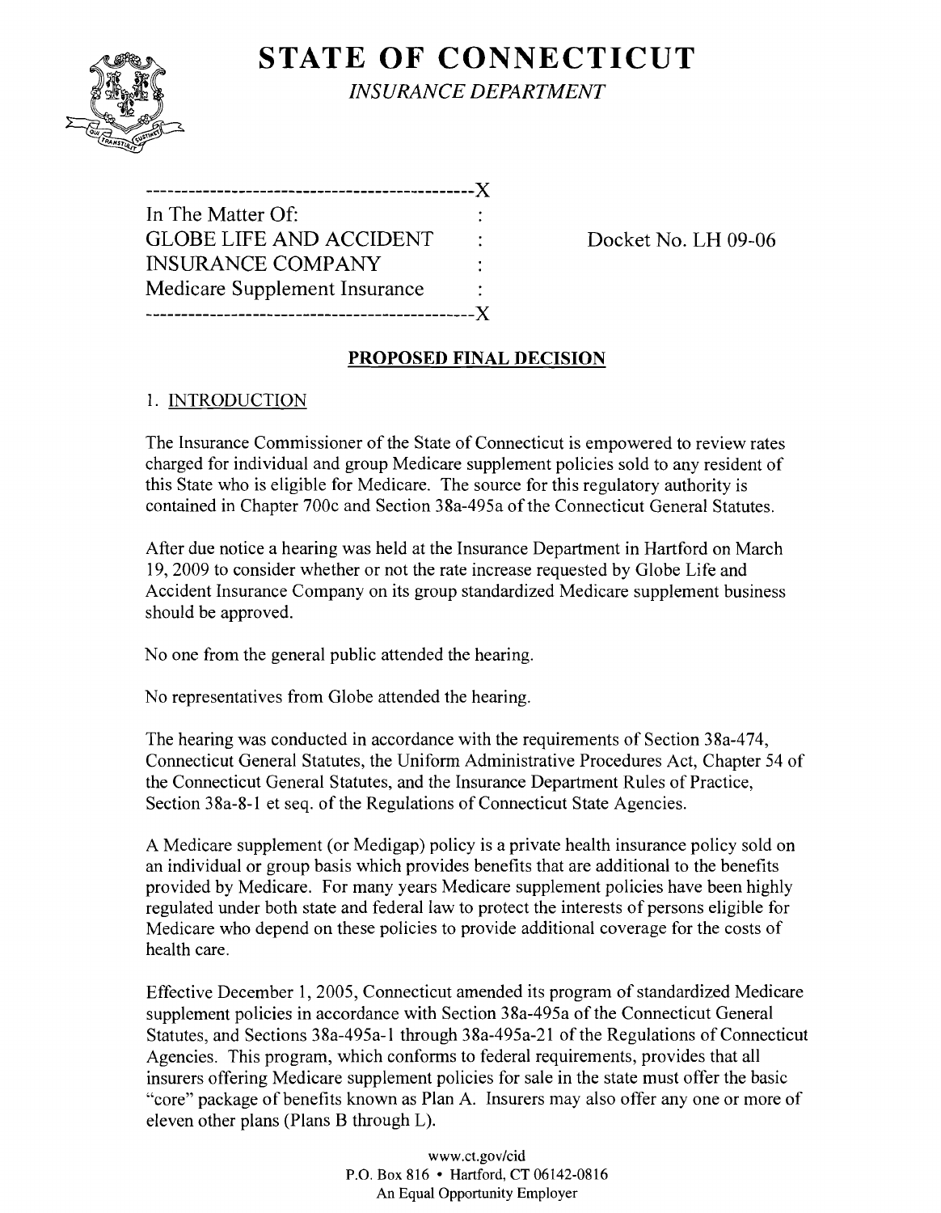# STATE OF CONNECTICUT

*INSURANCE DEPARTMENT*

```
----------------------------------------------X
In The Matter Of:                             :
GLOBE LIFE AND ACCIDENT                       :
INSURANCE COMPANY                             :
Medicare Supplement Insurance                 :
----------------------------------------------X
```

Docket No. LH 09-06

## PROPOSED FINAL DECISION

### 1. INTRODUCTION

The Insurance Commissioner of the State of Connecticut is empowered to review rates charged for individual and group Medicare supplement policies sold to any resident of this State who is eligible for Medicare. The source for this regulatory authority is contained in Chapter 700c and Section 38a-495a of the Connecticut General Statutes.

After due notice a hearing was held at the Insurance Department in Hartford on March 19, 2009 to consider whether or not the rate increase requested by Globe Life and Accident Insurance Company on its group standardized Medicare supplement business should be approved.

No one from the general public attended the hearing.

No representatives from Globe attended the hearing.

The hearing was conducted in accordance with the requirements of Section 38a-474, Connecticut General Statutes, the Uniform Administrative Procedures Act, Chapter 54 of the Connecticut General Statutes, and the Insurance Department Rules of Practice, Section 38a-8-1 et seq. of the Regulations of Connecticut State Agencies.

A Medicare supplement (or Medigap) policy is a private health insurance policy sold on an individual or group basis which provides benefits that are additional to the benefits provided by Medicare. For many years Medicare supplement policies have been highly regulated under both state and federal law to protect the interests of persons eligible for Medicare who depend on these policies to provide additional coverage for the costs of health care.

Effective December 1, 2005, Connecticut amended its program of standardized Medicare supplement policies in accordance with Section 38a-495a of the Connecticut General Statutes, and Sections 38a-495a-1 through 38a-495a-21 of the Regulations of Connecticut Agencies. This program, which conforms to federal requirements, provides that all insurers offering Medicare supplement policies for sale in the state must offer the basic "core" package of benefits known as Plan A. Insurers may also offer any one or more of eleven other plans (Plans B through L).

www.ct.gov/cid
P.O. Box 816 • Hartford, CT 06142-0816
An Equal Opportunity Employer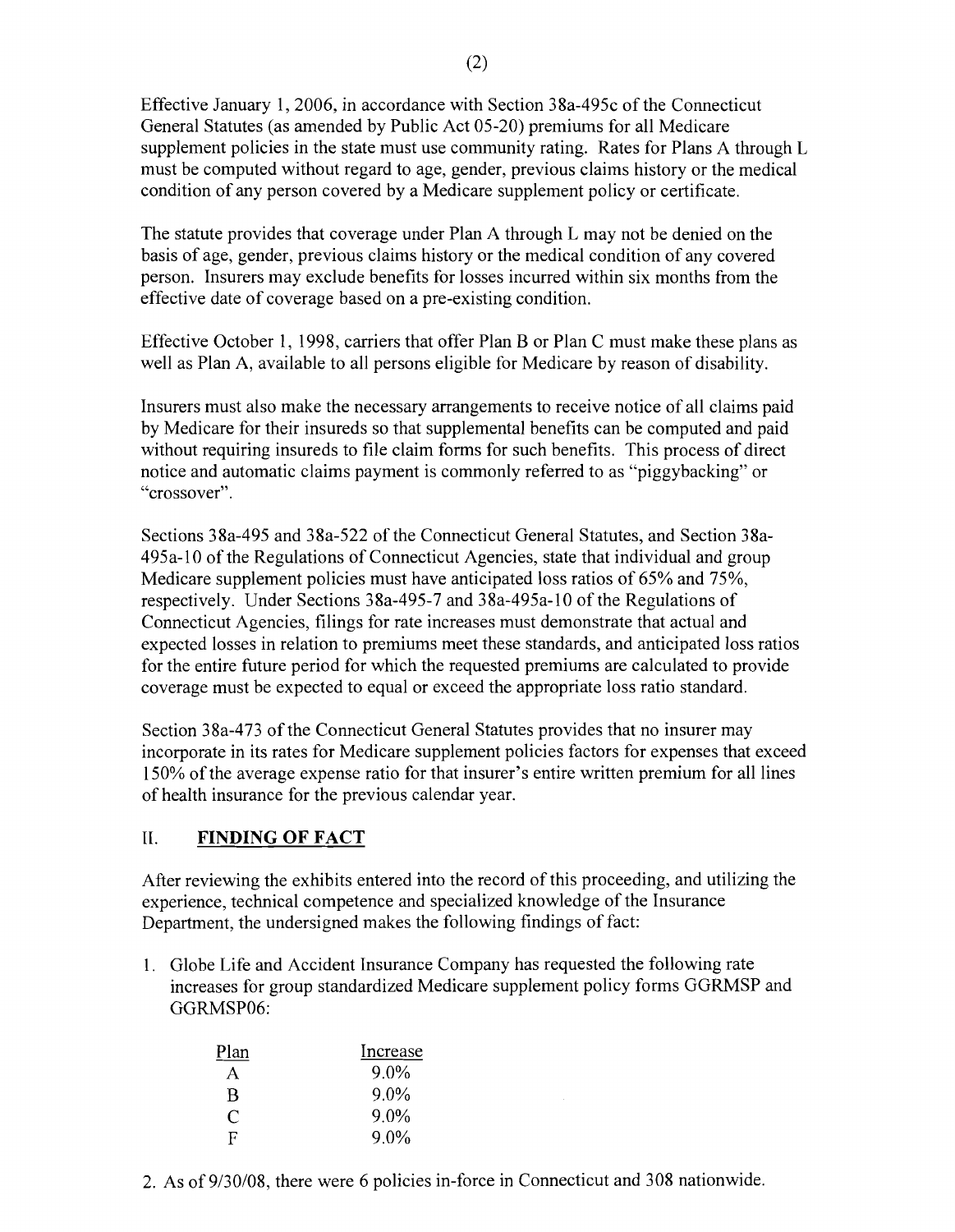Effective January 1, 2006, in accordance with Section 38a-495c of the Connecticut General Statutes (as amended by Public Act 05-20) premiums for all Medicare supplement policies in the state must use community rating. Rates for Plans A through L must be computed without regard to age, gender, previous claims history or the medical condition of any person covered by a Medicare supplement policy or certificate.

The statute provides that coverage under Plan A through L may not be denied on the basis of age, gender, previous claims history or the medical condition of any covered person. Insurers may exclude benefits for losses incurred within six months from the effective date of coverage based on a pre-existing condition.

Effective October 1, 1998, carriers that offer Plan B or Plan C must make these plans as well as Plan A, available to all persons eligible for Medicare by reason of disability.

Insurers must also make the necessary arrangements to receive notice of all claims paid by Medicare for their insureds so that supplemental benefits can be computed and paid without requiring insureds to file claim forms for such benefits. This process of direct notice and automatic claims payment is commonly referred to as "piggybacking" or "crossover".

Sections 38a-495 and 38a-522 of the Connecticut General Statutes, and Section 38a-495a-10 of the Regulations of Connecticut Agencies, state that individual and group Medicare supplement policies must have anticipated loss ratios of 65% and 75%, respectively. Under Sections 38a-495-7 and 38a-495a-10 of the Regulations of Connecticut Agencies, filings for rate increases must demonstrate that actual and expected losses in relation to premiums meet these standards, and anticipated loss ratios for the entire future period for which the requested premiums are calculated to provide coverage must be expected to equal or exceed the appropriate loss ratio standard.

Section 38a-473 of the Connecticut General Statutes provides that no insurer may incorporate in its rates for Medicare supplement policies factors for expenses that exceed 150% of the average expense ratio for that insurer's entire written premium for all lines of health insurance for the previous calendar year.

## II. FINDING OF FACT

After reviewing the exhibits entered into the record of this proceeding, and utilizing the experience, technical competence and specialized knowledge of the Insurance Department, the undersigned makes the following findings of fact:

1. Globe Life and Accident Insurance Company has requested the following rate increases for group standardized Medicare supplement policy forms GGRMSP and GGRMSP06:

| Plan | Increase |
|---|---|
| A | 9.0% |
| B | 9.0% |
| C | 9.0% |
| F | 9.0% |

2. As of 9/30/08, there were 6 policies in-force in Connecticut and 308 nationwide.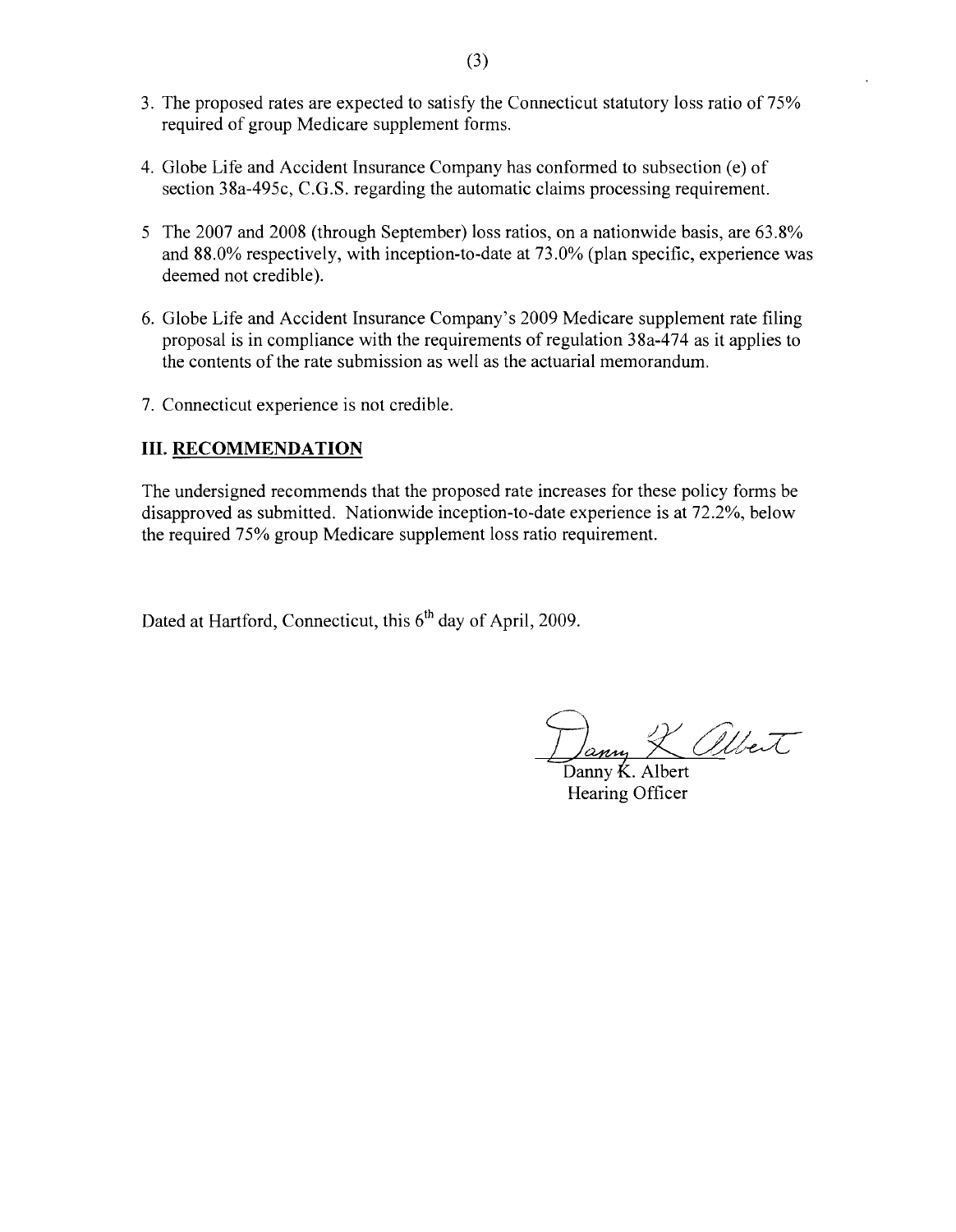3. The proposed rates are expected to satisfy the Connecticut statutory loss ratio of 75% required of group Medicare supplement forms.

4. Globe Life and Accident Insurance Company has conformed to subsection (e) of section 38a-495c, C.G.S. regarding the automatic claims processing requirement.

5 The 2007 and 2008 (through September) loss ratios, on a nationwide basis, are 63.8% and 88.0% respectively, with inception-to-date at 73.0% (plan specific, experience was deemed not credible).

6. Globe Life and Accident Insurance Company's 2009 Medicare supplement rate filing proposal is in compliance with the requirements of regulation 38a-474 as it applies to the contents of the rate submission as well as the actuarial memorandum.

7. Connecticut experience is not credible.

### III. RECOMMENDATION

The undersigned recommends that the proposed rate increases for these policy forms be disapproved as submitted. Nationwide inception-to-date experience is at 72.2%, below the required 75% group Medicare supplement loss ratio requirement.

Dated at Hartford, Connecticut, this 6th day of April, 2009.

Danny K. Albert
Hearing Officer